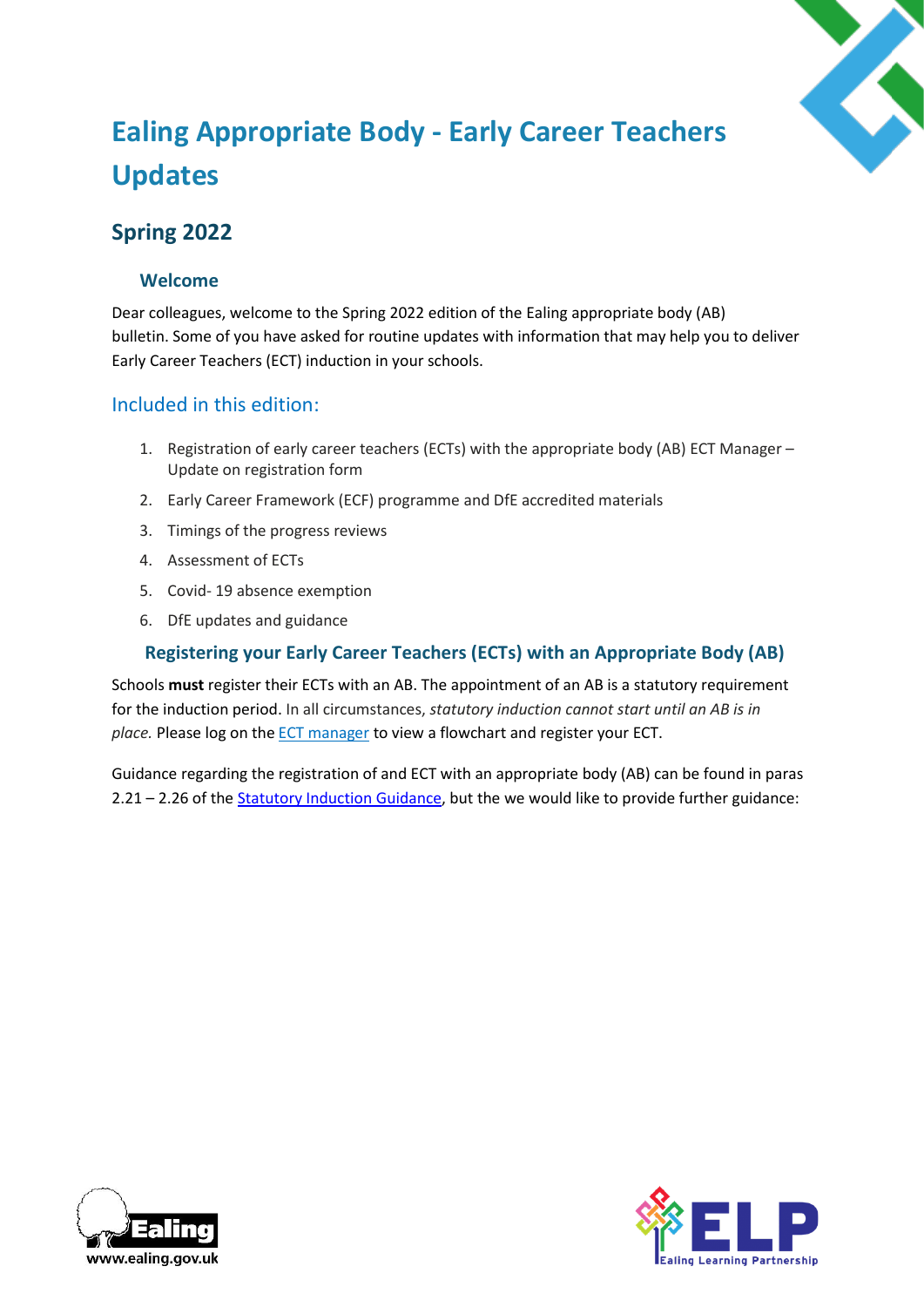# Ealing Appropriate Body - Early Career Teachers Updates

## Spring 2022

### Welcome

Dear colleagues, welcome to the Spring 2022 edition of the Ealing appropriate body (AB) bulletin. Some of you have asked for routine updates with information that may help you to deliver Early Career Teachers (ECT) induction in your schools.

## Included in this edition:

1. Registration of early career teachers (ECTs) with the appropriate body (AB) ECT Manager – Update on registration form
2. Early Career Framework (ECF) programme and DfE accredited materials
3. Timings of the progress reviews
4. Assessment of ECTs
5. Covid- 19 absence exemption
6. DfE updates and guidance

### Registering your Early Career Teachers (ECTs) with an Appropriate Body (AB)

Schools **must** register their ECTs with an AB. The appointment of an AB is a statutory requirement for the induction period. In all circumstances, *statutory induction cannot start until an AB is in place.* Please log on the [ECT manager](ECT manager) to view a flowchart and register your ECT.

Guidance regarding the registration of and ECT with an appropriate body (AB) can be found in paras 2.21 – 2.26 of the [Statutory Induction Guidance](Statutory Induction Guidance), but the we would like to provide further guidance: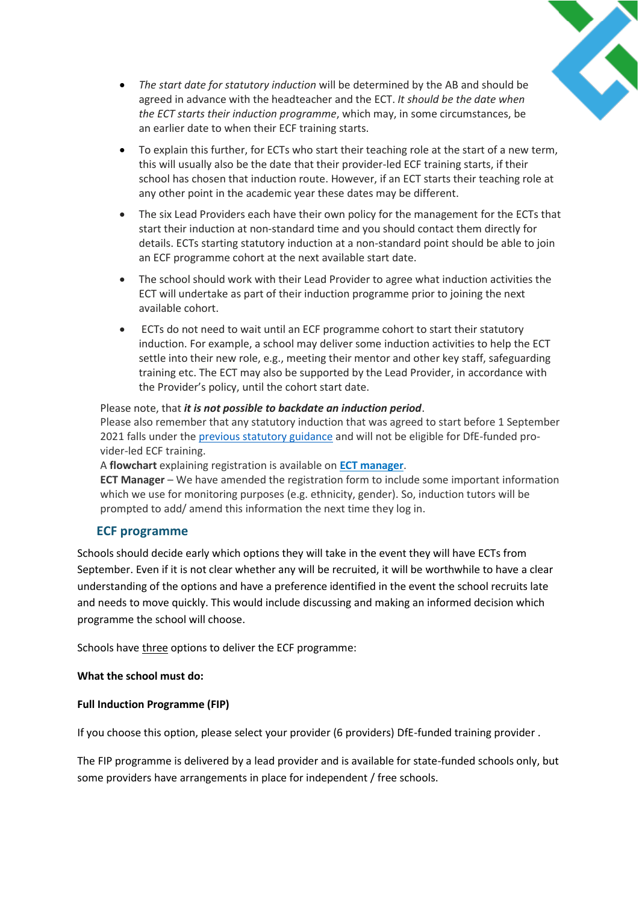- *The start date for statutory induction* will be determined by the AB and should be agreed in advance with the headteacher and the ECT. *It should be the date when the ECT starts their induction programme*, which may, in some circumstances, be an earlier date to when their ECF training starts.
- To explain this further, for ECTs who start their teaching role at the start of a new term, this will usually also be the date that their provider-led ECF training starts, if their school has chosen that induction route. However, if an ECT starts their teaching role at any other point in the academic year these dates may be different.
- The six Lead Providers each have their own policy for the management for the ECTs that start their induction at non-standard time and you should contact them directly for details. ECTs starting statutory induction at a non-standard point should be able to join an ECF programme cohort at the next available start date.
- The school should work with their Lead Provider to agree what induction activities the ECT will undertake as part of their induction programme prior to joining the next available cohort.
- ECTs do not need to wait until an ECF programme cohort to start their statutory induction. For example, a school may deliver some induction activities to help the ECT settle into their new role, e.g., meeting their mentor and other key staff, safeguarding training etc. The ECT may also be supported by the Lead Provider, in accordance with the Provider's policy, until the cohort start date.

Please note, that ***it is not possible to backdate an induction period***.
Please also remember that any statutory induction that was agreed to start before 1 September 2021 falls under the previous statutory guidance and will not be eligible for DfE-funded provider-led ECF training.
A **flowchart** explaining registration is available on **ECT manager**.
**ECT Manager** – We have amended the registration form to include some important information which we use for monitoring purposes (e.g. ethnicity, gender). So, induction tutors will be prompted to add/ amend this information the next time they log in.

## ECF programme

Schools should decide early which options they will take in the event they will have ECTs from September. Even if it is not clear whether any will be recruited, it will be worthwhile to have a clear understanding of the options and have a preference identified in the event the school recruits late and needs to move quickly. This would include discussing and making an informed decision which programme the school will choose.

Schools have three options to deliver the ECF programme:

**What the school must do:**

**Full Induction Programme (FIP)**

If you choose this option, please select your provider (6 providers) DfE-funded training provider .

The FIP programme is delivered by a lead provider and is available for state-funded schools only, but some providers have arrangements in place for independent / free schools.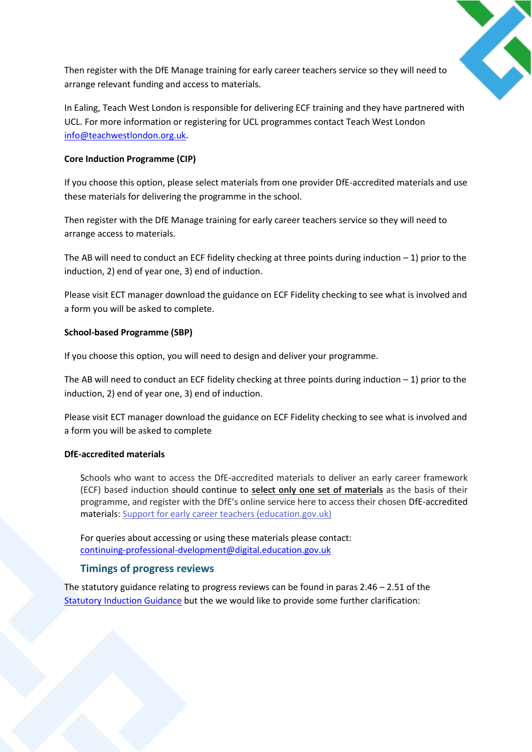Then register with the DfE Manage training for early career teachers service so they will need to arrange relevant funding and access to materials.

In Ealing, Teach West London is responsible for delivering ECF training and they have partnered with UCL. For more information or registering for UCL programmes contact Teach West London [info@teachwestlondon.org.uk](mailto:info@teachwestlondon.org.uk).

**Core Induction Programme (CIP)**

If you choose this option, please select materials from one provider DfE-accredited materials and use these materials for delivering the programme in the school.

Then register with the DfE Manage training for early career teachers service so they will need to arrange access to materials.

The AB will need to conduct an ECF fidelity checking at three points during induction – 1) prior to the induction, 2) end of year one, 3) end of induction.

Please visit ECT manager download the guidance on ECF Fidelity checking to see what is involved and a form you will be asked to complete.

**School-based Programme (SBP)**

If you choose this option, you will need to design and deliver your programme.

The AB will need to conduct an ECF fidelity checking at three points during induction – 1) prior to the induction, 2) end of year one, 3) end of induction.

Please visit ECT manager download the guidance on ECF Fidelity checking to see what is involved and a form you will be asked to complete

**DfE-accredited materials**

> Schools who want to access the DfE-accredited materials to deliver an early career framework (ECF) based induction should continue to **select only one set of materials** as the basis of their programme, and register with the DfE's online service here to access their chosen DfE-accredited materials: [Support for early career teachers (education.gov.uk)](https://www.early-career-teachers.education.gov.uk)
>
> For queries about accessing or using these materials please contact: [continuing-professional-dvelopment@digital.education.gov.uk](mailto:continuing-professional-dvelopment@digital.education.gov.uk)

## Timings of progress reviews

The statutory guidance relating to progress reviews can be found in paras 2.46 – 2.51 of the [Statutory Induction Guidance](#) but the we would like to provide some further clarification: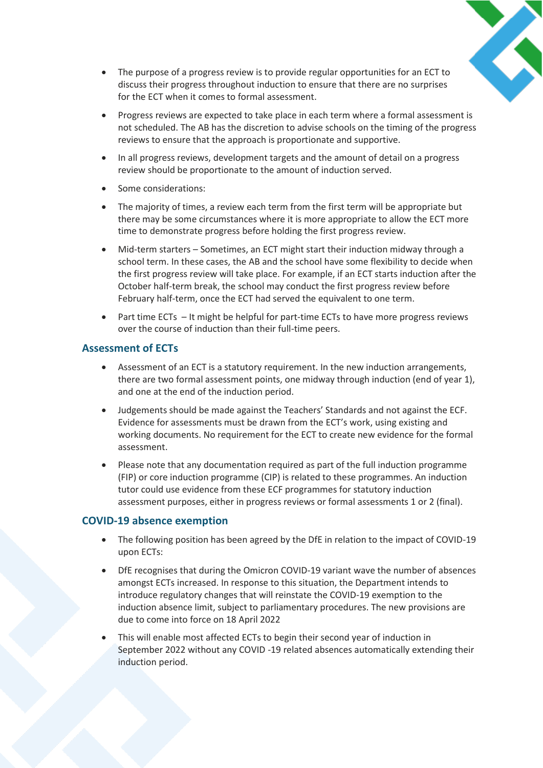- The purpose of a progress review is to provide regular opportunities for an ECT to discuss their progress throughout induction to ensure that there are no surprises for the ECT when it comes to formal assessment.
- Progress reviews are expected to take place in each term where a formal assessment is not scheduled. The AB has the discretion to advise schools on the timing of the progress reviews to ensure that the approach is proportionate and supportive.
- In all progress reviews, development targets and the amount of detail on a progress review should be proportionate to the amount of induction served.
- Some considerations:
- The majority of times, a review each term from the first term will be appropriate but there may be some circumstances where it is more appropriate to allow the ECT more time to demonstrate progress before holding the first progress review.
- Mid-term starters – Sometimes, an ECT might start their induction midway through a school term. In these cases, the AB and the school have some flexibility to decide when the first progress review will take place. For example, if an ECT starts induction after the October half-term break, the school may conduct the first progress review before February half-term, once the ECT had served the equivalent to one term.
- Part time ECTs – It might be helpful for part-time ECTs to have more progress reviews over the course of induction than their full-time peers.

## Assessment of ECTs

- Assessment of an ECT is a statutory requirement. In the new induction arrangements, there are two formal assessment points, one midway through induction (end of year 1), and one at the end of the induction period.
- Judgements should be made against the Teachers' Standards and not against the ECF. Evidence for assessments must be drawn from the ECT's work, using existing and working documents. No requirement for the ECT to create new evidence for the formal assessment.
- Please note that any documentation required as part of the full induction programme (FIP) or core induction programme (CIP) is related to these programmes. An induction tutor could use evidence from these ECF programmes for statutory induction assessment purposes, either in progress reviews or formal assessments 1 or 2 (final).

## COVID-19 absence exemption

- The following position has been agreed by the DfE in relation to the impact of COVID-19 upon ECTs:
- DfE recognises that during the Omicron COVID-19 variant wave the number of absences amongst ECTs increased. In response to this situation, the Department intends to introduce regulatory changes that will reinstate the COVID-19 exemption to the induction absence limit, subject to parliamentary procedures. The new provisions are due to come into force on 18 April 2022
- This will enable most affected ECTs to begin their second year of induction in September 2022 without any COVID -19 related absences automatically extending their induction period.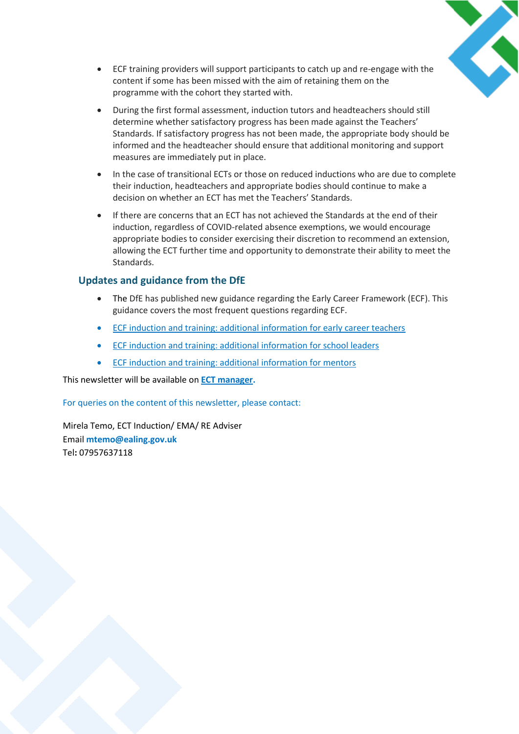- ECF training providers will support participants to catch up and re-engage with the content if some has been missed with the aim of retaining them on the programme with the cohort they started with.
- During the first formal assessment, induction tutors and headteachers should still determine whether satisfactory progress has been made against the Teachers' Standards. If satisfactory progress has not been made, the appropriate body should be informed and the headteacher should ensure that additional monitoring and support measures are immediately put in place.
- In the case of transitional ECTs or those on reduced inductions who are due to complete their induction, headteachers and appropriate bodies should continue to make a decision on whether an ECT has met the Teachers' Standards.
- If there are concerns that an ECT has not achieved the Standards at the end of their induction, regardless of COVID-related absence exemptions, we would encourage appropriate bodies to consider exercising their discretion to recommend an extension, allowing the ECT further time and opportunity to demonstrate their ability to meet the Standards.

## Updates and guidance from the DfE

- The DfE has published new guidance regarding the Early Career Framework (ECF). This guidance covers the most frequent questions regarding ECF.
- ECF induction and training: additional information for early career teachers
- ECF induction and training: additional information for school leaders
- ECF induction and training: additional information for mentors

This newsletter will be available on **ECT manager.**

For queries on the content of this newsletter, please contact:

Mirela Temo, ECT Induction/ EMA/ RE Adviser
Email **mtemo@ealing.gov.uk**
Tel**:** 07957637118